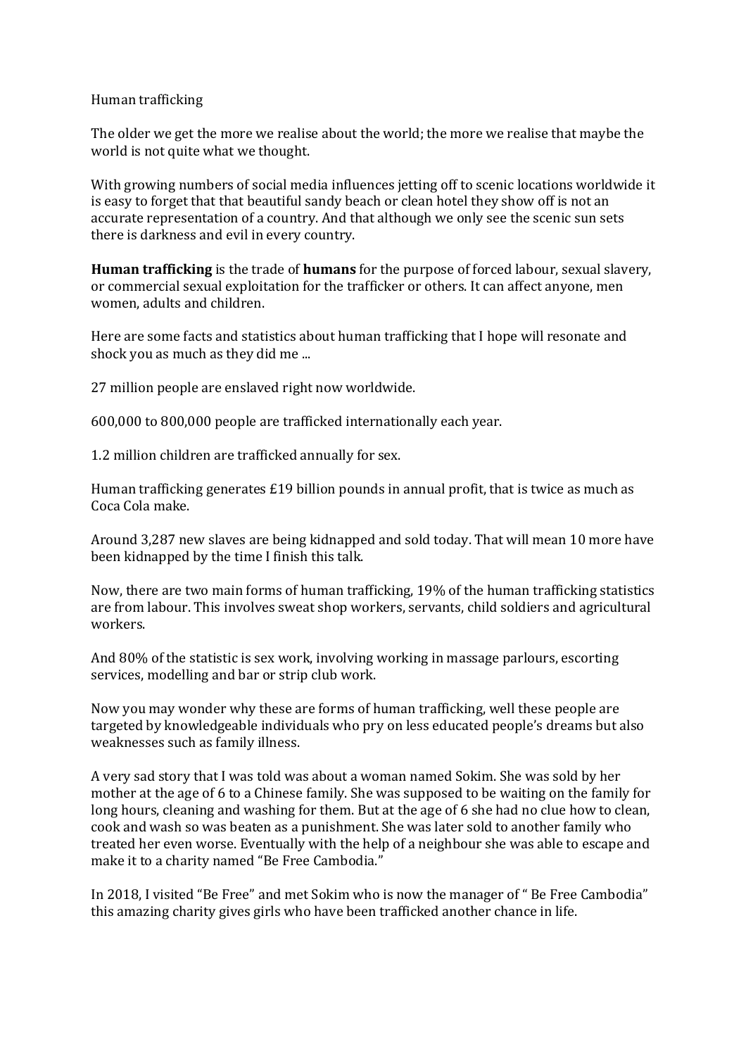Human trafficking

The older we get the more we realise about the world; the more we realise that maybe the world is not quite what we thought.

With growing numbers of social media influences jetting off to scenic locations worldwide it is easy to forget that that beautiful sandy beach or clean hotel they show off is not an accurate representation of a country. And that although we only see the scenic sun sets there is darkness and evil in every country.

**Human trafficking** is the trade of **humans** for the purpose of forced labour, sexual slavery, or commercial sexual exploitation for the trafficker or others. It can affect anyone, men women, adults and children.

Here are some facts and statistics about human trafficking that I hope will resonate and shock you as much as they did me ...

27 million people are enslaved right now worldwide.

600,000 to 800,000 people are trafficked internationally each year.

1.2 million children are trafficked annually for sex.

Human trafficking generates £19 billion pounds in annual profit, that is twice as much as Coca Cola make.

Around 3,287 new slaves are being kidnapped and sold today. That will mean 10 more have been kidnapped by the time I finish this talk.

Now, there are two main forms of human trafficking, 19% of the human trafficking statistics are from labour. This involves sweat shop workers, servants, child soldiers and agricultural workers.

And 80% of the statistic is sex work, involving working in massage parlours, escorting services, modelling and bar or strip club work.

Now you may wonder why these are forms of human trafficking, well these people are targeted by knowledgeable individuals who pry on less educated people's dreams but also weaknesses such as family illness.

A very sad story that I was told was about a woman named Sokim. She was sold by her mother at the age of 6 to a Chinese family. She was supposed to be waiting on the family for long hours, cleaning and washing for them. But at the age of 6 she had no clue how to clean, cook and wash so was beaten as a punishment. She was later sold to another family who treated her even worse. Eventually with the help of a neighbour she was able to escape and make it to a charity named "Be Free Cambodia."

In 2018, I visited "Be Free" and met Sokim who is now the manager of " Be Free Cambodia" this amazing charity gives girls who have been trafficked another chance in life.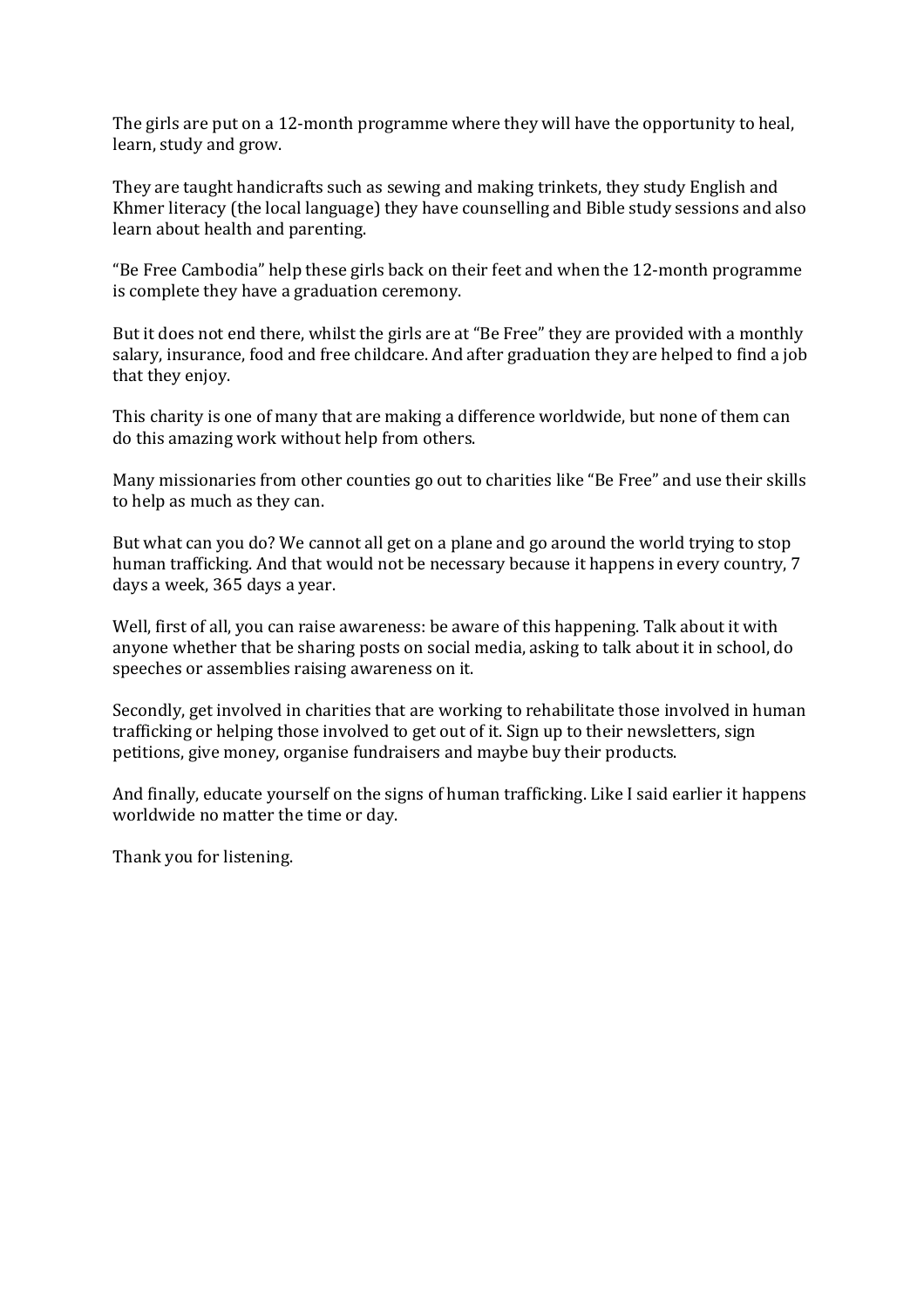The girls are put on a 12-month programme where they will have the opportunity to heal, learn, study and grow.

They are taught handicrafts such as sewing and making trinkets, they study English and Khmer literacy (the local language) they have counselling and Bible study sessions and also learn about health and parenting.

"Be Free Cambodia" help these girls back on their feet and when the 12-month programme is complete they have a graduation ceremony.

But it does not end there, whilst the girls are at "Be Free" they are provided with a monthly salary, insurance, food and free childcare. And after graduation they are helped to find a job that they enjoy.

This charity is one of many that are making a difference worldwide, but none of them can do this amazing work without help from others.

Many missionaries from other counties go out to charities like "Be Free" and use their skills to help as much as they can.

But what can you do? We cannot all get on a plane and go around the world trying to stop human trafficking. And that would not be necessary because it happens in every country, 7 days a week, 365 days a year.

Well, first of all, you can raise awareness: be aware of this happening. Talk about it with anyone whether that be sharing posts on social media, asking to talk about it in school, do speeches or assemblies raising awareness on it.

Secondly, get involved in charities that are working to rehabilitate those involved in human trafficking or helping those involved to get out of it. Sign up to their newsletters, sign petitions, give money, organise fundraisers and maybe buy their products.

And finally, educate yourself on the signs of human trafficking. Like I said earlier it happens worldwide no matter the time or day.

Thank you for listening.